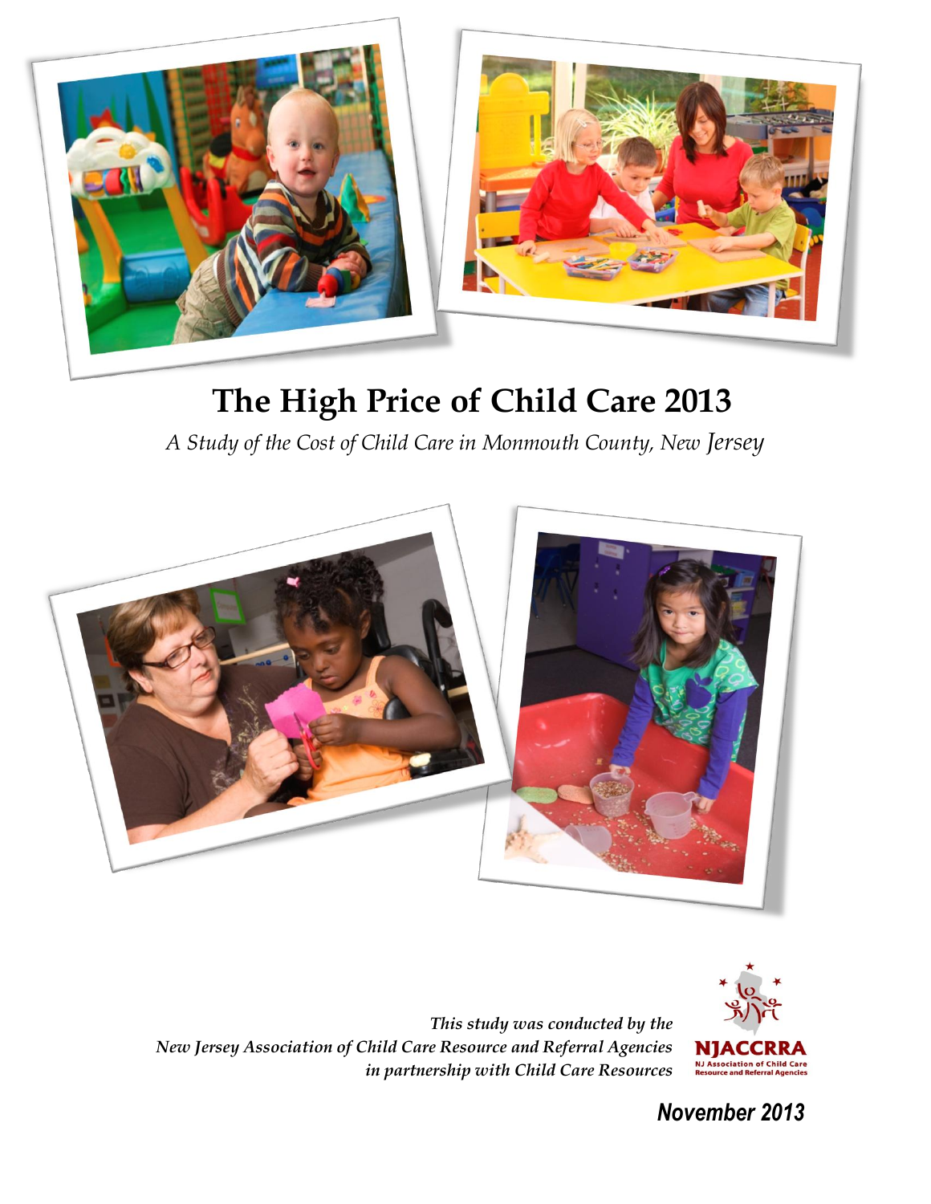# The High Price of Child Care 2013

*A Study of the Cost of Child Care in Monmouth County, New Jersey*

*This study was conducted by the*
*New Jersey Association of Child Care Resource and Referral Agencies*
*in partnership with Child Care Resources*

NJACCRRA
NJ Association of Child Care Resource and Referral Agencies

**November 2013**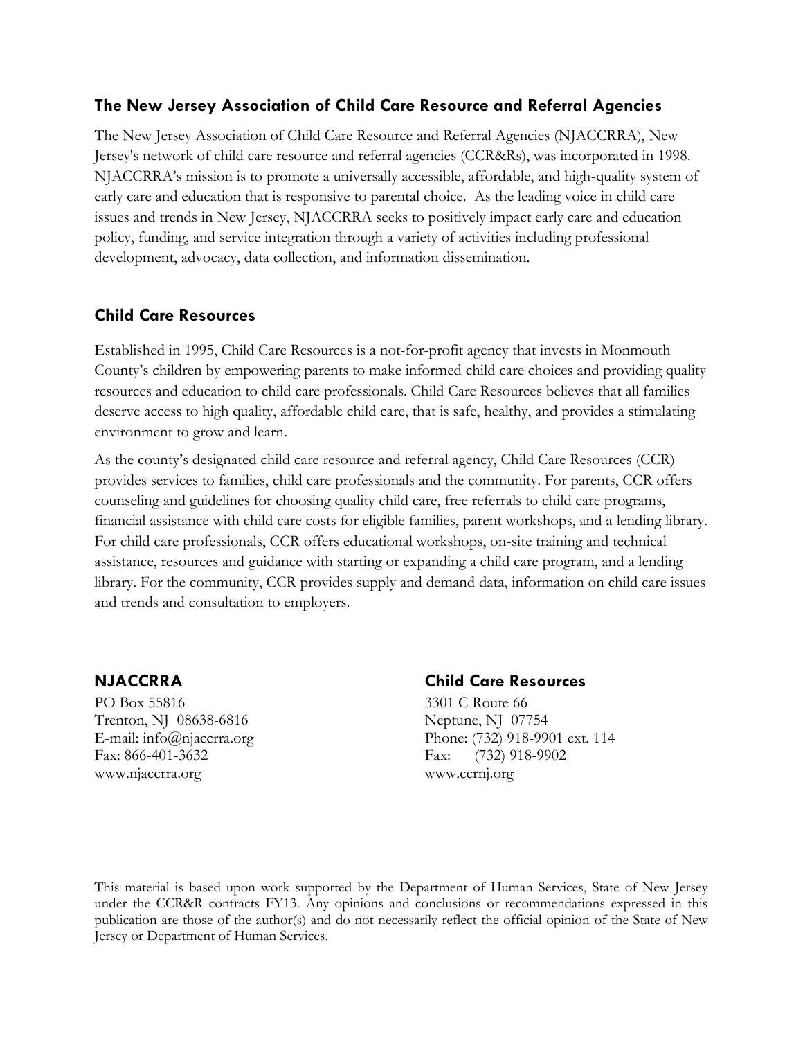## The New Jersey Association of Child Care Resource and Referral Agencies

The New Jersey Association of Child Care Resource and Referral Agencies (NJACCRRA), New Jersey's network of child care resource and referral agencies (CCR&Rs), was incorporated in 1998. NJACCRRA's mission is to promote a universally accessible, affordable, and high-quality system of early care and education that is responsive to parental choice. As the leading voice in child care issues and trends in New Jersey, NJACCRRA seeks to positively impact early care and education policy, funding, and service integration through a variety of activities including professional development, advocacy, data collection, and information dissemination.

## Child Care Resources

Established in 1995, Child Care Resources is a not-for-profit agency that invests in Monmouth County's children by empowering parents to make informed child care choices and providing quality resources and education to child care professionals. Child Care Resources believes that all families deserve access to high quality, affordable child care, that is safe, healthy, and provides a stimulating environment to grow and learn.

As the county's designated child care resource and referral agency, Child Care Resources (CCR) provides services to families, child care professionals and the community. For parents, CCR offers counseling and guidelines for choosing quality child care, free referrals to child care programs, financial assistance with child care costs for eligible families, parent workshops, and a lending library. For child care professionals, CCR offers educational workshops, on-site training and technical assistance, resources and guidance with starting or expanding a child care program, and a lending library. For the community, CCR provides supply and demand data, information on child care issues and trends and consultation to employers.

### NJACCRRA

PO Box 55816
Trenton, NJ 08638-6816
E-mail: info@njaccrra.org
Fax: 866-401-3632
www.njaccrra.org

### Child Care Resources

3301 C Route 66
Neptune, NJ 07754
Phone: (732) 918-9901 ext. 114
Fax: (732) 918-9902
www.ccrnj.org

This material is based upon work supported by the Department of Human Services, State of New Jersey under the CCR&R contracts FY13. Any opinions and conclusions or recommendations expressed in this publication are those of the author(s) and do not necessarily reflect the official opinion of the State of New Jersey or Department of Human Services.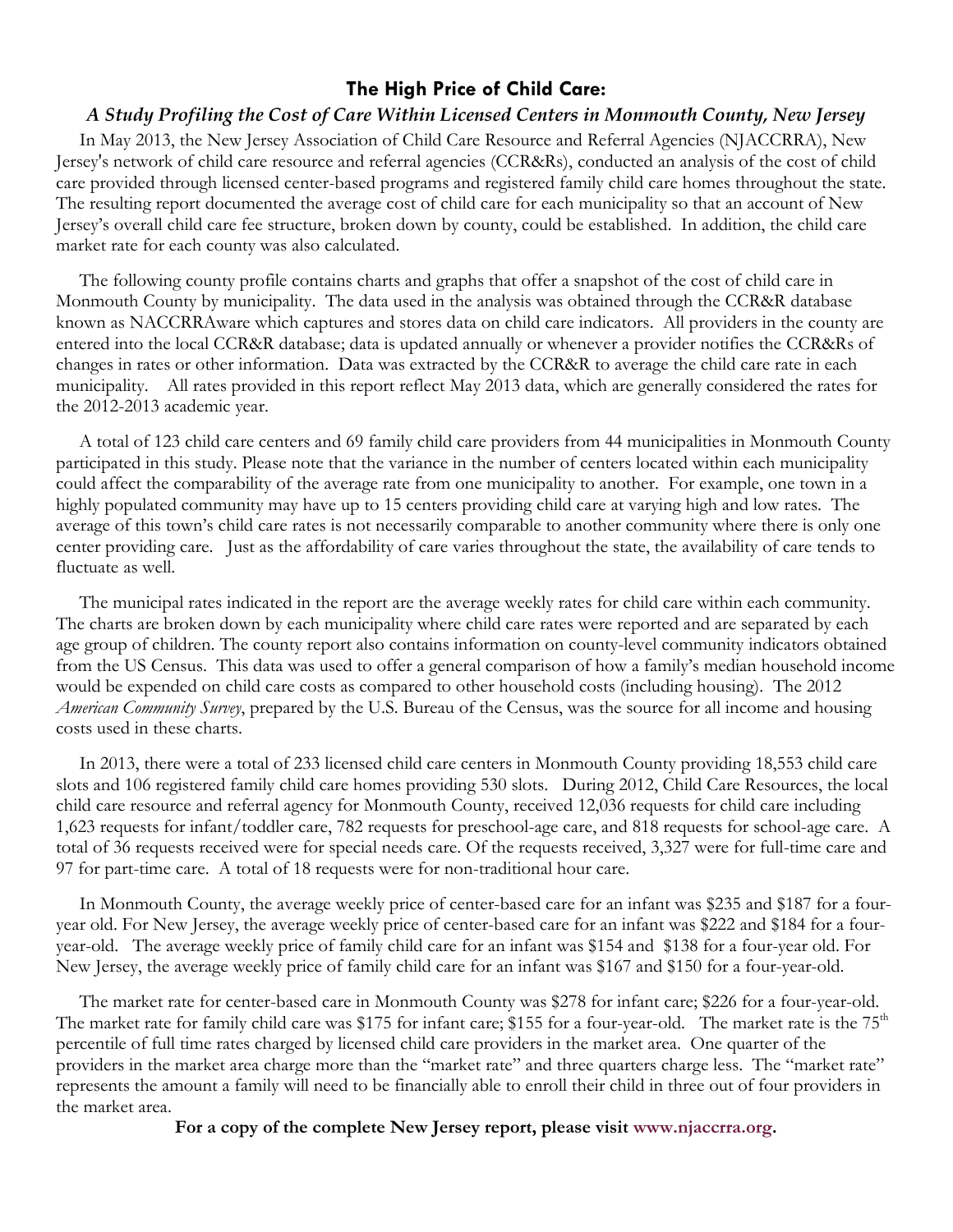## The High Price of Child Care:

### *A Study Profiling the Cost of Care Within Licensed Centers in Monmouth County, New Jersey*

In May 2013, the New Jersey Association of Child Care Resource and Referral Agencies (NJACCRRA), New Jersey's network of child care resource and referral agencies (CCR&Rs), conducted an analysis of the cost of child care provided through licensed center-based programs and registered family child care homes throughout the state. The resulting report documented the average cost of child care for each municipality so that an account of New Jersey's overall child care fee structure, broken down by county, could be established. In addition, the child care market rate for each county was also calculated.

The following county profile contains charts and graphs that offer a snapshot of the cost of child care in Monmouth County by municipality. The data used in the analysis was obtained through the CCR&R database known as NACCRRAware which captures and stores data on child care indicators. All providers in the county are entered into the local CCR&R database; data is updated annually or whenever a provider notifies the CCR&Rs of changes in rates or other information. Data was extracted by the CCR&R to average the child care rate in each municipality. All rates provided in this report reflect May 2013 data, which are generally considered the rates for the 2012-2013 academic year.

A total of 123 child care centers and 69 family child care providers from 44 municipalities in Monmouth County participated in this study. Please note that the variance in the number of centers located within each municipality could affect the comparability of the average rate from one municipality to another. For example, one town in a highly populated community may have up to 15 centers providing child care at varying high and low rates. The average of this town's child care rates is not necessarily comparable to another community where there is only one center providing care. Just as the affordability of care varies throughout the state, the availability of care tends to fluctuate as well.

The municipal rates indicated in the report are the average weekly rates for child care within each community. The charts are broken down by each municipality where child care rates were reported and are separated by each age group of children. The county report also contains information on county-level community indicators obtained from the US Census. This data was used to offer a general comparison of how a family's median household income would be expended on child care costs as compared to other household costs (including housing). The 2012 *American Community Survey*, prepared by the U.S. Bureau of the Census, was the source for all income and housing costs used in these charts.

In 2013, there were a total of 233 licensed child care centers in Monmouth County providing 18,553 child care slots and 106 registered family child care homes providing 530 slots. During 2012, Child Care Resources, the local child care resource and referral agency for Monmouth County, received 12,036 requests for child care including 1,623 requests for infant/toddler care, 782 requests for preschool-age care, and 818 requests for school-age care. A total of 36 requests received were for special needs care. Of the requests received, 3,327 were for full-time care and 97 for part-time care. A total of 18 requests were for non-traditional hour care.

In Monmouth County, the average weekly price of center-based care for an infant was $235 and $187 for a four-year old. For New Jersey, the average weekly price of center-based care for an infant was $222 and $184 for a four-year-old. The average weekly price of family child care for an infant was $154 and $138 for a four-year old. For New Jersey, the average weekly price of family child care for an infant was $167 and $150 for a four-year-old.

The market rate for center-based care in Monmouth County was $278 for infant care; $226 for a four-year-old. The market rate for family child care was $175 for infant care; $155 for a four-year-old. The market rate is the 75th percentile of full time rates charged by licensed child care providers in the market area. One quarter of the providers in the market area charge more than the "market rate" and three quarters charge less. The "market rate" represents the amount a family will need to be financially able to enroll their child in three out of four providers in the market area.

**For a copy of the complete New Jersey report, please visit www.njaccrra.org.**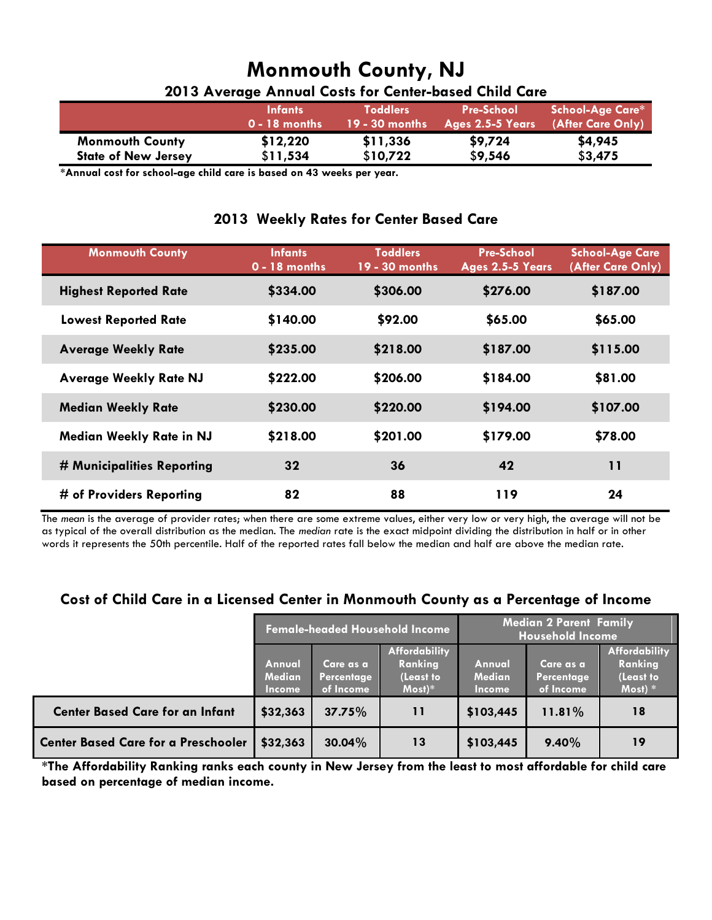# Monmouth County, NJ

## 2013 Average Annual Costs for Center-based Child Care

| | Infants 0 - 18 months | Toddlers 19 - 30 months | Pre-School Ages 2.5-5 Years | School-Age Care* (After Care Only) |
|---|---|---|---|---|
| Monmouth County | $12,220 | $11,336 | $9,724 | $4,945 |
| State of New Jersey | $11,534 | $10,722 | $9,546 | $3,475 |

**\*Annual cost for school-age child care is based on 43 weeks per year.**

## 2013 Weekly Rates for Center Based Care

| Monmouth County | Infants 0 - 18 months | Toddlers 19 - 30 months | Pre-School Ages 2.5-5 Years | School-Age Care (After Care Only) |
|---|---|---|---|---|
| Highest Reported Rate | $334.00 | $306.00 | $276.00 | $187.00 |
| Lowest Reported Rate | $140.00 | $92.00 | $65.00 | $65.00 |
| Average Weekly Rate | $235.00 | $218.00 | $187.00 | $115.00 |
| Average Weekly Rate NJ | $222.00 | $206.00 | $184.00 | $81.00 |
| Median Weekly Rate | $230.00 | $220.00 | $194.00 | $107.00 |
| Median Weekly Rate in NJ | $218.00 | $201.00 | $179.00 | $78.00 |
| # Municipalities Reporting | 32 | 36 | 42 | 11 |
| # of Providers Reporting | 82 | 88 | 119 | 24 |

The *mean* is the average of provider rates; when there are some extreme values, either very low or very high, the average will not be as typical of the overall distribution as the median. The *median* rate is the exact midpoint dividing the distribution in half or in other words it represents the 50th percentile. Half of the reported rates fall below the median and half are above the median rate.

## Cost of Child Care in a Licensed Center in Monmouth County as a Percentage of Income

| | Female-headed Household Income | | | Median 2 Parent Family Household Income | | |
|---|---|---|---|---|---|---|
| | Annual Median Income | Care as a Percentage of Income | Affordability Ranking (Least to Most)* | Annual Median Income | Care as a Percentage of Income | Affordability Ranking (Least to Most) * |
| Center Based Care for an Infant | $32,363 | 37.75% | 11 | $103,445 | 11.81% | 18 |
| Center Based Care for a Preschooler | $32,363 | 30.04% | 13 | $103,445 | 9.40% | 19 |

**\*The Affordability Ranking ranks each county in New Jersey from the least to most affordable for child care based on percentage of median income.**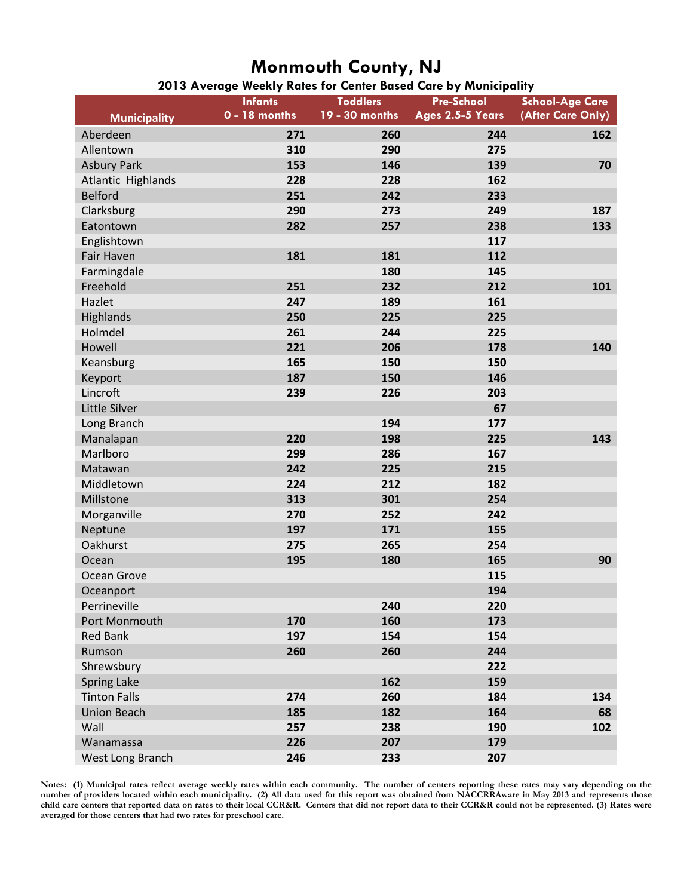# Monmouth County, NJ

## 2013 Average Weekly Rates for Center Based Care by Municipality

| Municipality | Infants 0 - 18 months | Toddlers 19 - 30 months | Pre-School Ages 2.5-5 Years | School-Age Care (After Care Only) |
|---|---|---|---|---|
| Aberdeen | 271 | 260 | 244 | 162 |
| Allentown | 310 | 290 | 275 | |
| Asbury Park | 153 | 146 | 139 | 70 |
| Atlantic Highlands | 228 | 228 | 162 | |
| Belford | 251 | 242 | 233 | |
| Clarksburg | 290 | 273 | 249 | 187 |
| Eatontown | 282 | 257 | 238 | 133 |
| Englishtown | | | 117 | |
| Fair Haven | 181 | 181 | 112 | |
| Farmingdale | | 180 | 145 | |
| Freehold | 251 | 232 | 212 | 101 |
| Hazlet | 247 | 189 | 161 | |
| Highlands | 250 | 225 | 225 | |
| Holmdel | 261 | 244 | 225 | |
| Howell | 221 | 206 | 178 | 140 |
| Keansburg | 165 | 150 | 150 | |
| Keyport | 187 | 150 | 146 | |
| Lincroft | 239 | 226 | 203 | |
| Little Silver | | | 67 | |
| Long Branch | | 194 | 177 | |
| Manalapan | 220 | 198 | 225 | 143 |
| Marlboro | 299 | 286 | 167 | |
| Matawan | 242 | 225 | 215 | |
| Middletown | 224 | 212 | 182 | |
| Millstone | 313 | 301 | 254 | |
| Morganville | 270 | 252 | 242 | |
| Neptune | 197 | 171 | 155 | |
| Oakhurst | 275 | 265 | 254 | |
| Ocean | 195 | 180 | 165 | 90 |
| Ocean Grove | | | 115 | |
| Oceanport | | | 194 | |
| Perrineville | | 240 | 220 | |
| Port Monmouth | 170 | 160 | 173 | |
| Red Bank | 197 | 154 | 154 | |
| Rumson | 260 | 260 | 244 | |
| Shrewsbury | | | 222 | |
| Spring Lake | | 162 | 159 | |
| Tinton Falls | 274 | 260 | 184 | 134 |
| Union Beach | 185 | 182 | 164 | 68 |
| Wall | 257 | 238 | 190 | 102 |
| Wanamassa | 226 | 207 | 179 | |
| West Long Branch | 246 | 233 | 207 | |

**Notes: (1) Municipal rates reflect average weekly rates within each community. The number of centers reporting these rates may vary depending on the number of providers located within each municipality. (2) All data used for this report was obtained from NACCRRAware in May 2013 and represents those child care centers that reported data on rates to their local CCR&R. Centers that did not report data to their CCR&R could not be represented. (3) Rates were averaged for those centers that had two rates for preschool care.**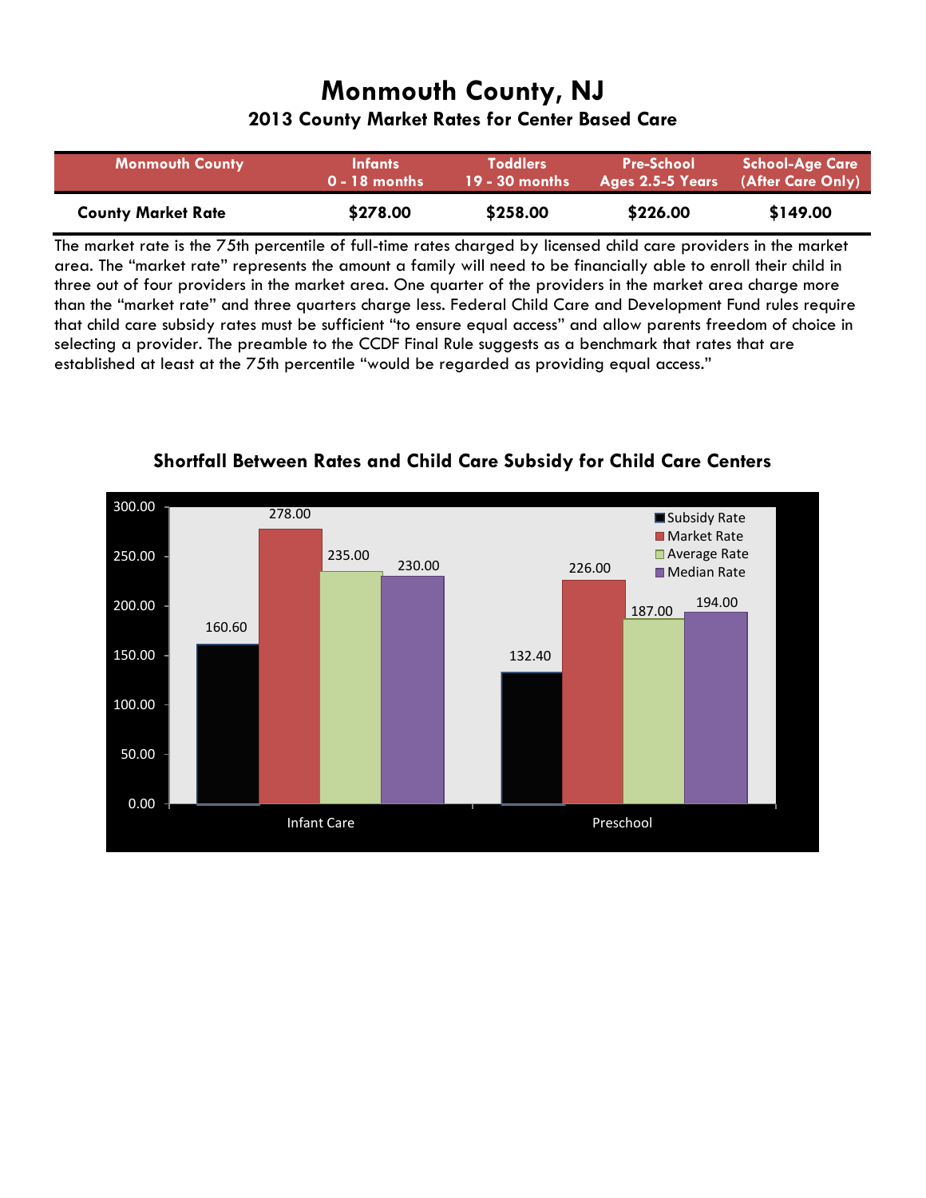# Monmouth County, NJ

## 2013 County Market Rates for Center Based Care

| Monmouth County | Infants 0 - 18 months | Toddlers 19 - 30 months | Pre-School Ages 2.5-5 Years | School-Age Care (After Care Only) |
|---|---|---|---|---|
| **County Market Rate** | **$278.00** | **$258.00** | **$226.00** | **$149.00** |

The market rate is the 75th percentile of full-time rates charged by licensed child care providers in the market area. The "market rate" represents the amount a family will need to be financially able to enroll their child in three out of four providers in the market area. One quarter of the providers in the market area charge more than the "market rate" and three quarters charge less. Federal Child Care and Development Fund rules require that child care subsidy rates must be sufficient "to ensure equal access" and allow parents freedom of choice in selecting a provider. The preamble to the CCDF Final Rule suggests as a benchmark that rates that are established at least at the 75th percentile "would be regarded as providing equal access."

### Shortfall Between Rates and Child Care Subsidy for Child Care Centers

| | Subsidy Rate | Market Rate | Average Rate | Median Rate |
|---|---|---|---|---|
| Infant Care | 160.60 | 278.00 | 235.00 | 230.00 |
| Preschool | 132.40 | 226.00 | 187.00 | 194.00 |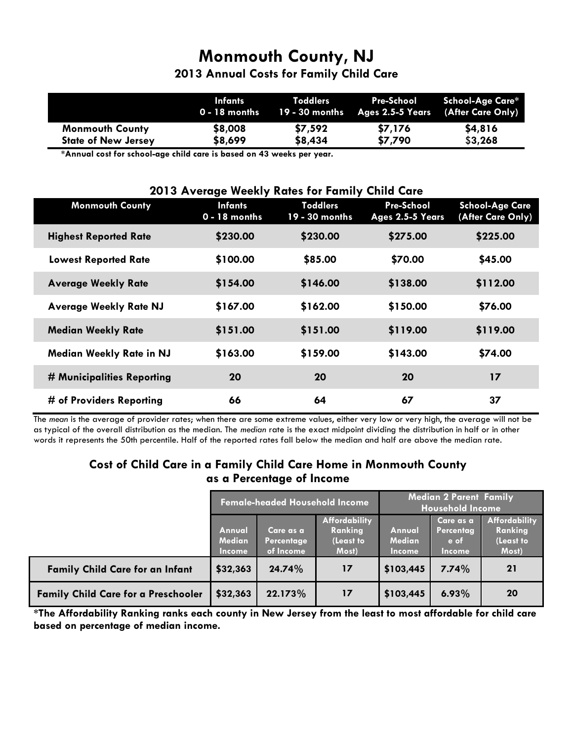# Monmouth County, NJ

## 2013 Annual Costs for Family Child Care

| | Infants 0 - 18 months | Toddlers 19 - 30 months | Pre-School Ages 2.5-5 Years | School-Age Care* (After Care Only) |
|---|---|---|---|---|
| **Monmouth County** | $8,008 | $7,592 | $7,176 | $4,816 |
| **State of New Jersey** | $8,699 | $8,434 | $7,790 | $3,268 |

**\*Annual cost for school-age child care is based on 43 weeks per year.**

## 2013 Average Weekly Rates for Family Child Care

| Monmouth County | Infants 0 - 18 months | Toddlers 19 - 30 months | Pre-School Ages 2.5-5 Years | School-Age Care (After Care Only) |
|---|---|---|---|---|
| **Highest Reported Rate** | $230.00 | $230.00 | $275.00 | $225.00 |
| **Lowest Reported Rate** | $100.00 | $85.00 | $70.00 | $45.00 |
| **Average Weekly Rate** | $154.00 | $146.00 | $138.00 | $112.00 |
| **Average Weekly Rate NJ** | $167.00 | $162.00 | $150.00 | $76.00 |
| **Median Weekly Rate** | $151.00 | $151.00 | $119.00 | $119.00 |
| **Median Weekly Rate in NJ** | $163.00 | $159.00 | $143.00 | $74.00 |
| **# Municipalities Reporting** | 20 | 20 | 20 | 17 |
| **# of Providers Reporting** | 66 | 64 | 67 | 37 |

The *mean* is the average of provider rates; when there are some extreme values, either very low or very high, the average will not be as typical of the overall distribution as the median. The *median* rate is the exact midpoint dividing the distribution in half or in other words it represents the 50th percentile. Half of the reported rates fall below the median and half are above the median rate.

## Cost of Child Care in a Family Child Care Home in Monmouth County as a Percentage of Income

| | Female-headed Household Income | | | Median 2 Parent Family Household Income | | |
|---|---|---|---|---|---|---|
| | Annual Median Income | Care as a Percentage of Income | Affordability Ranking (Least to Most) | Annual Median Income | Care as a Percentage of Income | Affordability Ranking (Least to Most) |
| **Family Child Care for an Infant** | $32,363 | 24.74% | 17 | $103,445 | 7.74% | 21 |
| **Family Child Care for a Preschooler** | $32,363 | 22.173% | 17 | $103,445 | 6.93% | 20 |

**\*The Affordability Ranking ranks each county in New Jersey from the least to most affordable for child care based on percentage of median income.**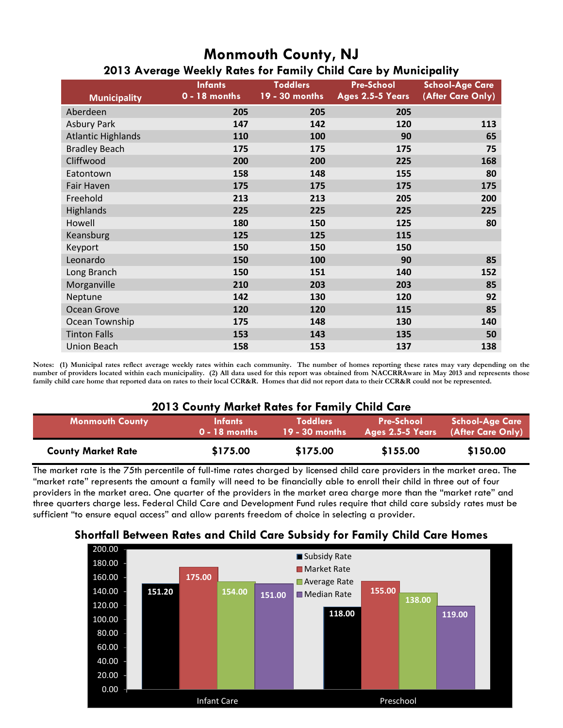# Monmouth County, NJ

## 2013 Average Weekly Rates for Family Child Care by Municipality

| Municipality | Infants 0 - 18 months | Toddlers 19 - 30 months | Pre-School Ages 2.5-5 Years | School-Age Care (After Care Only) |
|---|---|---|---|---|
| Aberdeen | 205 | 205 | 205 | |
| Asbury Park | 147 | 142 | 120 | 113 |
| Atlantic Highlands | 110 | 100 | 90 | 65 |
| Bradley Beach | 175 | 175 | 175 | 75 |
| Cliffwood | 200 | 200 | 225 | 168 |
| Eatontown | 158 | 148 | 155 | 80 |
| Fair Haven | 175 | 175 | 175 | 175 |
| Freehold | 213 | 213 | 205 | 200 |
| Highlands | 225 | 225 | 225 | 225 |
| Howell | 180 | 150 | 125 | 80 |
| Keansburg | 125 | 125 | 115 | |
| Keyport | 150 | 150 | 150 | |
| Leonardo | 150 | 100 | 90 | 85 |
| Long Branch | 150 | 151 | 140 | 152 |
| Morganville | 210 | 203 | 203 | 85 |
| Neptune | 142 | 130 | 120 | 92 |
| Ocean Grove | 120 | 120 | 115 | 85 |
| Ocean Township | 175 | 148 | 130 | 140 |
| Tinton Falls | 153 | 143 | 135 | 50 |
| Union Beach | 158 | 153 | 137 | 138 |

**Notes: (1) Municipal rates reflect average weekly rates within each community. The number of homes reporting these rates may vary depending on the number of providers located within each municipality. (2) All data used for this report was obtained from NACCRRAware in May 2013 and represents those family child care home that reported data on rates to their local CCR&R. Homes that did not report data to their CCR&R could not be represented.**

## 2013 County Market Rates for Family Child Care

| Monmouth County | Infants 0 - 18 months | Toddlers 19 - 30 months | Pre-School Ages 2.5-5 Years | School-Age Care (After Care Only) |
|---|---|---|---|---|
| **County Market Rate** | **$175.00** | **$175.00** | **$155.00** | **$150.00** |

The market rate is the 75th percentile of full-time rates charged by licensed child care providers in the market area. The "market rate" represents the amount a family will need to be financially able to enroll their child in three out of four providers in the market area. One quarter of the providers in the market area charge more than the "market rate" and three quarters charge less. Federal Child Care and Development Fund rules require that child care subsidy rates must be sufficient "to ensure equal access" and allow parents freedom of choice in selecting a provider.

## Shortfall Between Rates and Child Care Subsidy for Family Child Care Homes

| | Subsidy Rate | Market Rate | Average Rate | Median Rate |
|---|---|---|---|---|
| Infant Care | 151.20 | 175.00 | 154.00 | 151.00 |
| Preschool | 118.00 | 155.00 | 138.00 | 119.00 |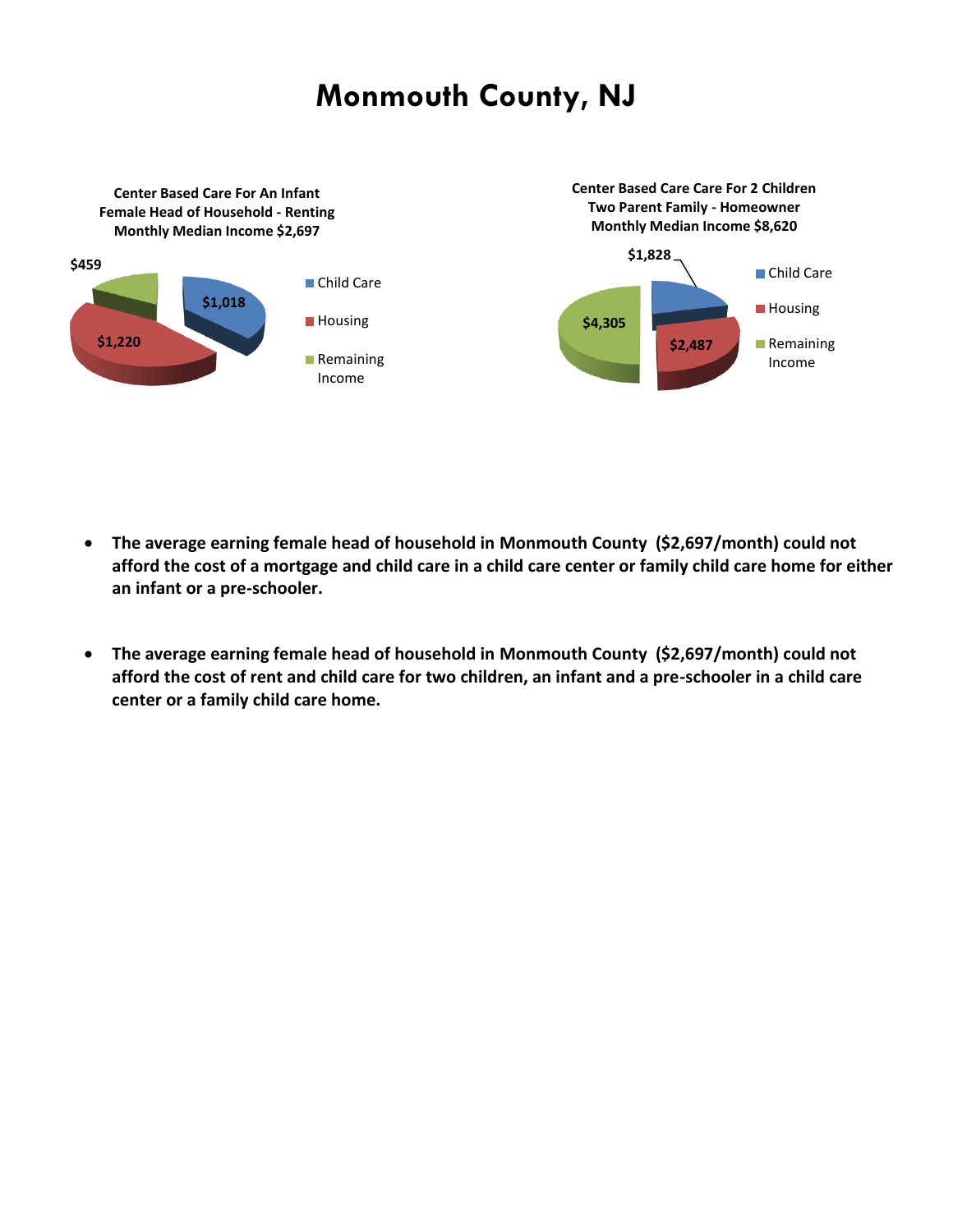# Monmouth County, NJ

**Center Based Care For An Infant**
**Female Head of Household - Renting**
**Monthly Median Income $2,697**

$459

$1,018

$1,220

Child Care

Housing

Remaining Income

**Center Based Care Care For 2 Children**
**Two Parent Family - Homeowner**
**Monthly Median Income $8,620**

$1,828

$4,305

$2,487

Child Care

Housing

Remaining Income

- **The average earning female head of household in Monmouth County ($2,697/month) could not afford the cost of a mortgage and child care in a child care center or family child care home for either an infant or a pre-schooler.**

- **The average earning female head of household in Monmouth County ($2,697/month) could not afford the cost of rent and child care for two children, an infant and a pre-schooler in a child care center or a family child care home.**